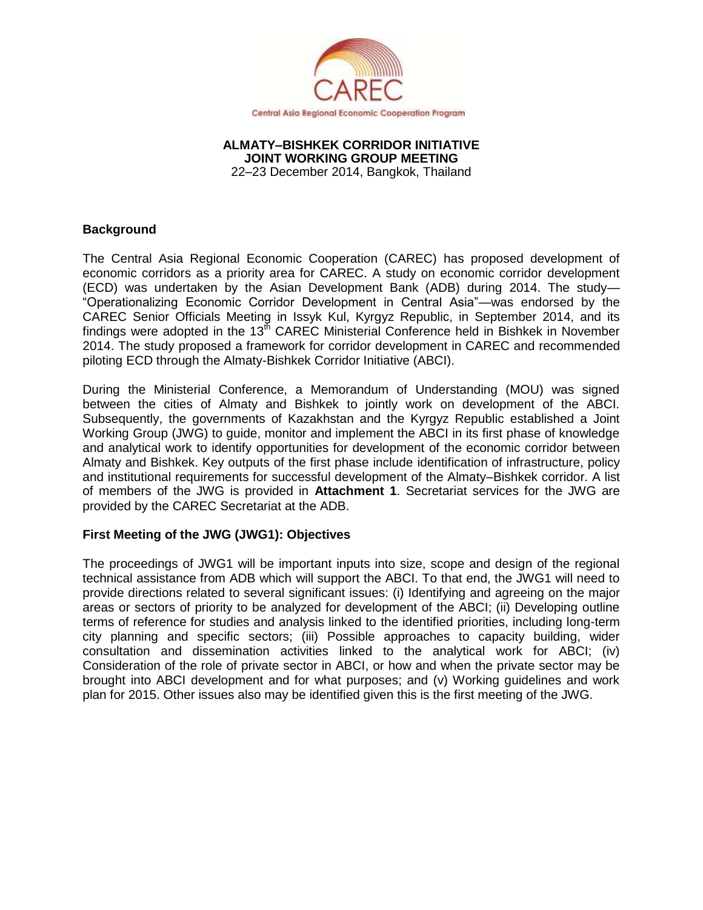**ALMATY–BISHKEK CORRIDOR INITIATIVE**
**JOINT WORKING GROUP MEETING**
22–23 December 2014, Bangkok, Thailand

## Background

The Central Asia Regional Economic Cooperation (CAREC) has proposed development of economic corridors as a priority area for CAREC. A study on economic corridor development (ECD) was undertaken by the Asian Development Bank (ADB) during 2014. The study—"Operationalizing Economic Corridor Development in Central Asia"—was endorsed by the CAREC Senior Officials Meeting in Issyk Kul, Kyrgyz Republic, in September 2014, and its findings were adopted in the 13th CAREC Ministerial Conference held in Bishkek in November 2014. The study proposed a framework for corridor development in CAREC and recommended piloting ECD through the Almaty-Bishkek Corridor Initiative (ABCI).

During the Ministerial Conference, a Memorandum of Understanding (MOU) was signed between the cities of Almaty and Bishkek to jointly work on development of the ABCI. Subsequently, the governments of Kazakhstan and the Kyrgyz Republic established a Joint Working Group (JWG) to guide, monitor and implement the ABCI in its first phase of knowledge and analytical work to identify opportunities for development of the economic corridor between Almaty and Bishkek. Key outputs of the first phase include identification of infrastructure, policy and institutional requirements for successful development of the Almaty–Bishkek corridor. A list of members of the JWG is provided in **Attachment 1**. Secretariat services for the JWG are provided by the CAREC Secretariat at the ADB.

## First Meeting of the JWG (JWG1): Objectives

The proceedings of JWG1 will be important inputs into size, scope and design of the regional technical assistance from ADB which will support the ABCI. To that end, the JWG1 will need to provide directions related to several significant issues: (i) Identifying and agreeing on the major areas or sectors of priority to be analyzed for development of the ABCI; (ii) Developing outline terms of reference for studies and analysis linked to the identified priorities, including long-term city planning and specific sectors; (iii) Possible approaches to capacity building, wider consultation and dissemination activities linked to the analytical work for ABCI; (iv) Consideration of the role of private sector in ABCI, or how and when the private sector may be brought into ABCI development and for what purposes; and (v) Working guidelines and work plan for 2015. Other issues also may be identified given this is the first meeting of the JWG.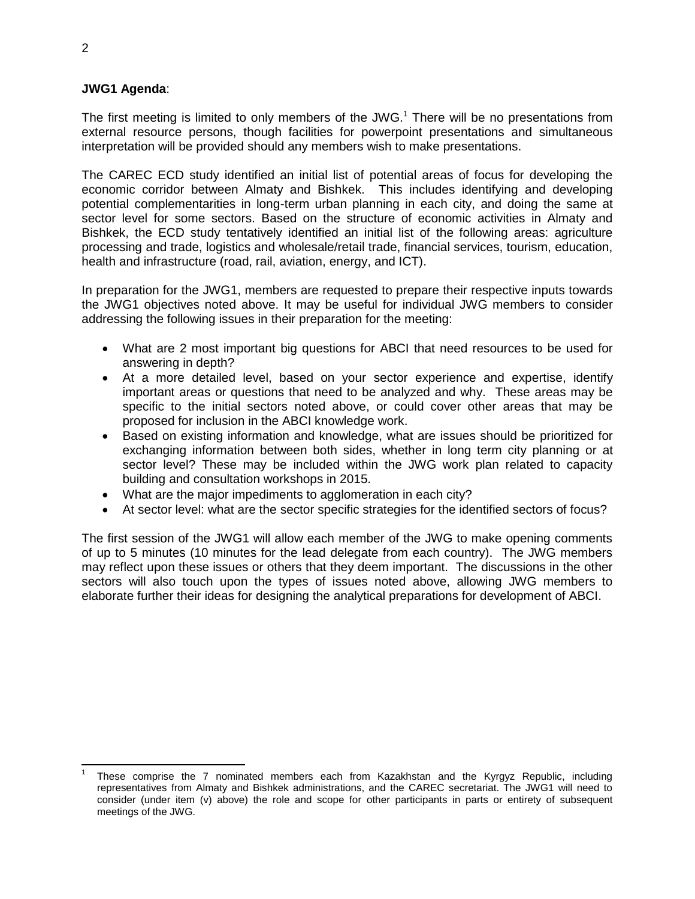**JWG1 Agenda**:

The first meeting is limited to only members of the JWG.[1] There will be no presentations from external resource persons, though facilities for powerpoint presentations and simultaneous interpretation will be provided should any members wish to make presentations.

The CAREC ECD study identified an initial list of potential areas of focus for developing the economic corridor between Almaty and Bishkek. This includes identifying and developing potential complementarities in long-term urban planning in each city, and doing the same at sector level for some sectors. Based on the structure of economic activities in Almaty and Bishkek, the ECD study tentatively identified an initial list of the following areas: agriculture processing and trade, logistics and wholesale/retail trade, financial services, tourism, education, health and infrastructure (road, rail, aviation, energy, and ICT).

In preparation for the JWG1, members are requested to prepare their respective inputs towards the JWG1 objectives noted above. It may be useful for individual JWG members to consider addressing the following issues in their preparation for the meeting:

- What are 2 most important big questions for ABCI that need resources to be used for answering in depth?
- At a more detailed level, based on your sector experience and expertise, identify important areas or questions that need to be analyzed and why. These areas may be specific to the initial sectors noted above, or could cover other areas that may be proposed for inclusion in the ABCI knowledge work.
- Based on existing information and knowledge, what are issues should be prioritized for exchanging information between both sides, whether in long term city planning or at sector level? These may be included within the JWG work plan related to capacity building and consultation workshops in 2015.
- What are the major impediments to agglomeration in each city?
- At sector level: what are the sector specific strategies for the identified sectors of focus?

The first session of the JWG1 will allow each member of the JWG to make opening comments of up to 5 minutes (10 minutes for the lead delegate from each country). The JWG members may reflect upon these issues or others that they deem important. The discussions in the other sectors will also touch upon the types of issues noted above, allowing JWG members to elaborate further their ideas for designing the analytical preparations for development of ABCI.

---

[1] These comprise the 7 nominated members each from Kazakhstan and the Kyrgyz Republic, including representatives from Almaty and Bishkek administrations, and the CAREC secretariat. The JWG1 will need to consider (under item (v) above) the role and scope for other participants in parts or entirety of subsequent meetings of the JWG.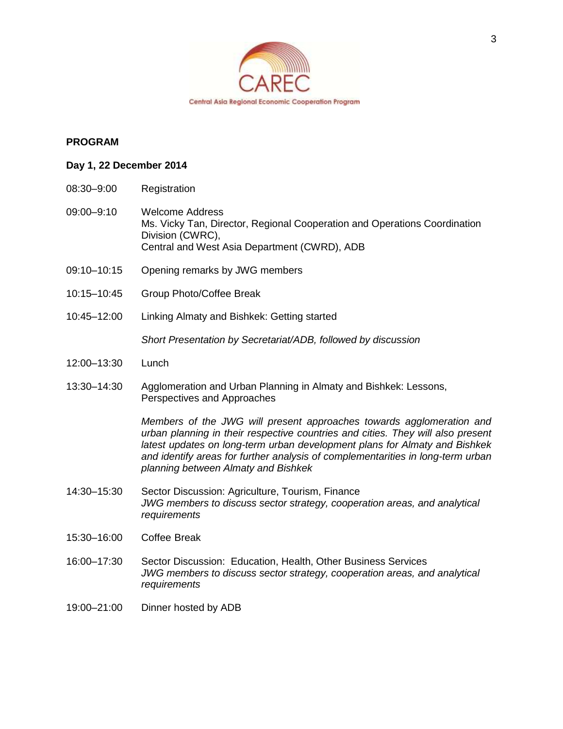CAREC

Central Asia Regional Economic Cooperation Program

**PROGRAM**

**Day 1, 22 December 2014**

08:30–9:00 Registration

09:00–9:10 Welcome Address
Ms. Vicky Tan, Director, Regional Cooperation and Operations Coordination Division (CWRC),
Central and West Asia Department (CWRD), ADB

09:10–10:15 Opening remarks by JWG members

10:15–10:45 Group Photo/Coffee Break

10:45–12:00 Linking Almaty and Bishkek: Getting started

*Short Presentation by Secretariat/ADB, followed by discussion*

12:00–13:30 Lunch

13:30–14:30 Agglomeration and Urban Planning in Almaty and Bishkek: Lessons, Perspectives and Approaches

*Members of the JWG will present approaches towards agglomeration and urban planning in their respective countries and cities. They will also present latest updates on long-term urban development plans for Almaty and Bishkek and identify areas for further analysis of complementarities in long-term urban planning between Almaty and Bishkek*

14:30–15:30 Sector Discussion: Agriculture, Tourism, Finance
*JWG members to discuss sector strategy, cooperation areas, and analytical requirements*

15:30–16:00 Coffee Break

16:00–17:30 Sector Discussion: Education, Health, Other Business Services
*JWG members to discuss sector strategy, cooperation areas, and analytical requirements*

19:00–21:00 Dinner hosted by ADB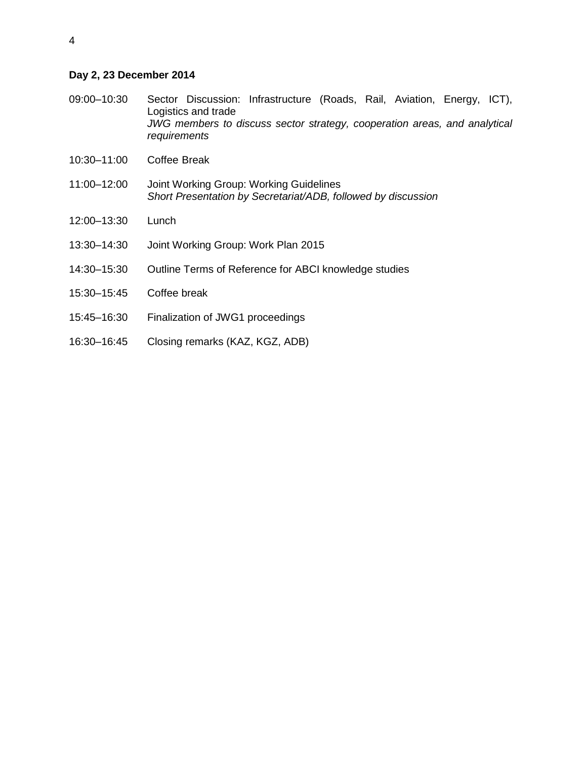**Day 2, 23 December 2014**

| | |
|---|---|
| 09:00–10:30 | Sector Discussion: Infrastructure (Roads, Rail, Aviation, Energy, ICT), Logistics and trade<br>*JWG members to discuss sector strategy, cooperation areas, and analytical requirements* |
| 10:30–11:00 | Coffee Break |
| 11:00–12:00 | Joint Working Group: Working Guidelines<br>*Short Presentation by Secretariat/ADB, followed by discussion* |
| 12:00–13:30 | Lunch |
| 13:30–14:30 | Joint Working Group: Work Plan 2015 |
| 14:30–15:30 | Outline Terms of Reference for ABCI knowledge studies |
| 15:30–15:45 | Coffee break |
| 15:45–16:30 | Finalization of JWG1 proceedings |
| 16:30–16:45 | Closing remarks (KAZ, KGZ, ADB) |